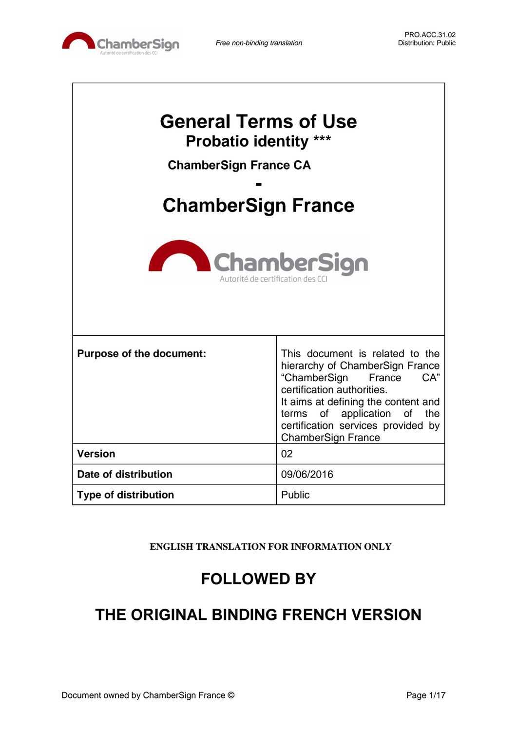# General Terms of Use

## Probatio identity ***

### ChamberSign France CA

-

## ChamberSign France

| | |
|---|---|
| **Purpose of the document:** | This document is related to the hierarchy of ChamberSign France "ChamberSign France CA" certification authorities. It aims at defining the content and terms of application of the certification services provided by ChamberSign France |
| **Version** | 02 |
| **Date of distribution** | 09/06/2016 |
| **Type of distribution** | Public |

**ENGLISH TRANSLATION FOR INFORMATION ONLY**

## FOLLOWED BY

## THE ORIGINAL BINDING FRENCH VERSION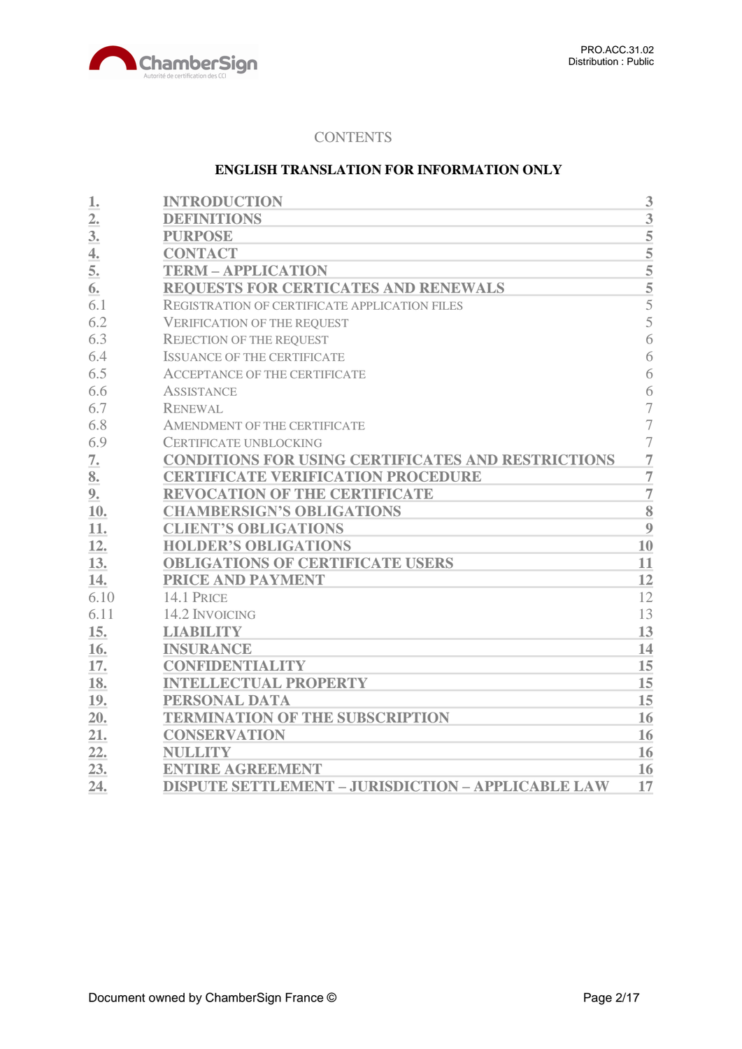CONTENTS

**ENGLISH TRANSLATION FOR INFORMATION ONLY**

| | | |
|---|---|---|
| **1.** | **INTRODUCTION** | **3** |
| **2.** | **DEFINITIONS** | **3** |
| **3.** | **PURPOSE** | **5** |
| **4.** | **CONTACT** | **5** |
| **5.** | **TERM – APPLICATION** | **5** |
| **6.** | **REQUESTS FOR CERTICATES AND RENEWALS** | **5** |
| 6.1 | REGISTRATION OF CERTIFICATE APPLICATION FILES | 5 |
| 6.2 | VERIFICATION OF THE REQUEST | 5 |
| 6.3 | REJECTION OF THE REQUEST | 6 |
| 6.4 | ISSUANCE OF THE CERTIFICATE | 6 |
| 6.5 | ACCEPTANCE OF THE CERTIFICATE | 6 |
| 6.6 | ASSISTANCE | 6 |
| 6.7 | RENEWAL | 7 |
| 6.8 | AMENDMENT OF THE CERTIFICATE | 7 |
| 6.9 | CERTIFICATE UNBLOCKING | 7 |
| **7.** | **CONDITIONS FOR USING CERTIFICATES AND RESTRICTIONS** | **7** |
| **8.** | **CERTIFICATE VERIFICATION PROCEDURE** | **7** |
| **9.** | **REVOCATION OF THE CERTIFICATE** | **7** |
| **10.** | **CHAMBERSIGN'S OBLIGATIONS** | **8** |
| **11.** | **CLIENT'S OBLIGATIONS** | **9** |
| **12.** | **HOLDER'S OBLIGATIONS** | **10** |
| **13.** | **OBLIGATIONS OF CERTIFICATE USERS** | **11** |
| **14.** | **PRICE AND PAYMENT** | **12** |
| 6.10 | 14.1 PRICE | 12 |
| 6.11 | 14.2 INVOICING | 13 |
| **15.** | **LIABILITY** | **13** |
| **16.** | **INSURANCE** | **14** |
| **17.** | **CONFIDENTIALITY** | **15** |
| **18.** | **INTELLECTUAL PROPERTY** | **15** |
| **19.** | **PERSONAL DATA** | **15** |
| **20.** | **TERMINATION OF THE SUBSCRIPTION** | **16** |
| **21.** | **CONSERVATION** | **16** |
| **22.** | **NULLITY** | **16** |
| **23.** | **ENTIRE AGREEMENT** | **16** |
| **24.** | **DISPUTE SETTLEMENT – JURISDICTION – APPLICABLE LAW** | **17** |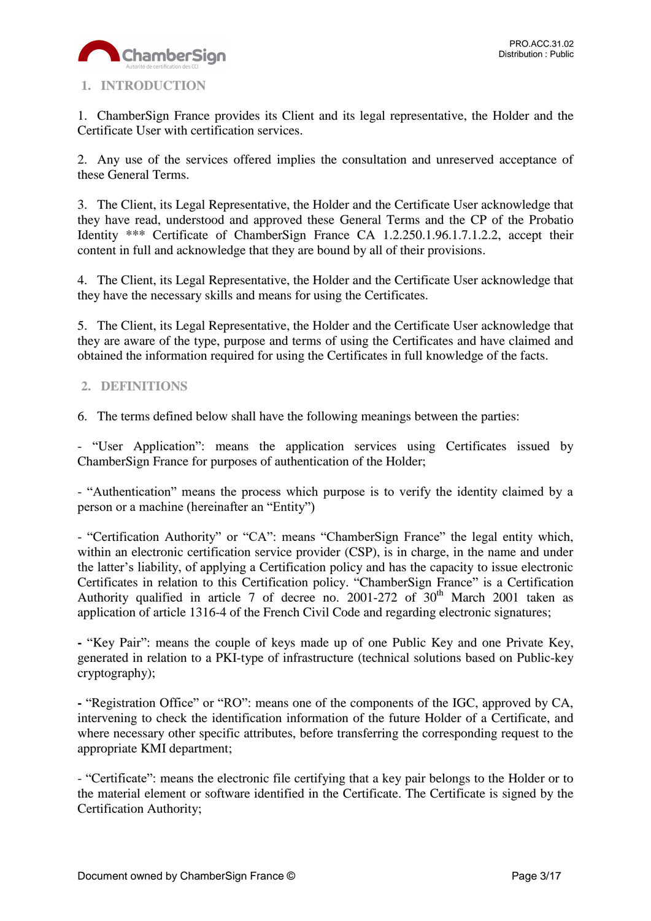## 1. INTRODUCTION

1. ChamberSign France provides its Client and its legal representative, the Holder and the Certificate User with certification services.

2. Any use of the services offered implies the consultation and unreserved acceptance of these General Terms.

3. The Client, its Legal Representative, the Holder and the Certificate User acknowledge that they have read, understood and approved these General Terms and the CP of the Probatio Identity *** Certificate of ChamberSign France CA 1.2.250.1.96.1.7.1.2.2, accept their content in full and acknowledge that they are bound by all of their provisions.

4. The Client, its Legal Representative, the Holder and the Certificate User acknowledge that they have the necessary skills and means for using the Certificates.

5. The Client, its Legal Representative, the Holder and the Certificate User acknowledge that they are aware of the type, purpose and terms of using the Certificates and have claimed and obtained the information required for using the Certificates in full knowledge of the facts.

## 2. DEFINITIONS

6. The terms defined below shall have the following meanings between the parties:

- "User Application": means the application services using Certificates issued by ChamberSign France for purposes of authentication of the Holder;

- "Authentication" means the process which purpose is to verify the identity claimed by a person or a machine (hereinafter an "Entity")

- "Certification Authority" or "CA": means "ChamberSign France" the legal entity which, within an electronic certification service provider (CSP), is in charge, in the name and under the latter's liability, of applying a Certification policy and has the capacity to issue electronic Certificates in relation to this Certification policy. "ChamberSign France" is a Certification Authority qualified in article 7 of decree no. 2001-272 of 30th March 2001 taken as application of article 1316-4 of the French Civil Code and regarding electronic signatures;

**-** "Key Pair": means the couple of keys made up of one Public Key and one Private Key, generated in relation to a PKI-type of infrastructure (technical solutions based on Public-key cryptography);

**-** "Registration Office" or "RO": means one of the components of the IGC, approved by CA, intervening to check the identification information of the future Holder of a Certificate, and where necessary other specific attributes, before transferring the corresponding request to the appropriate KMI department;

- "Certificate": means the electronic file certifying that a key pair belongs to the Holder or to the material element or software identified in the Certificate. The Certificate is signed by the Certification Authority;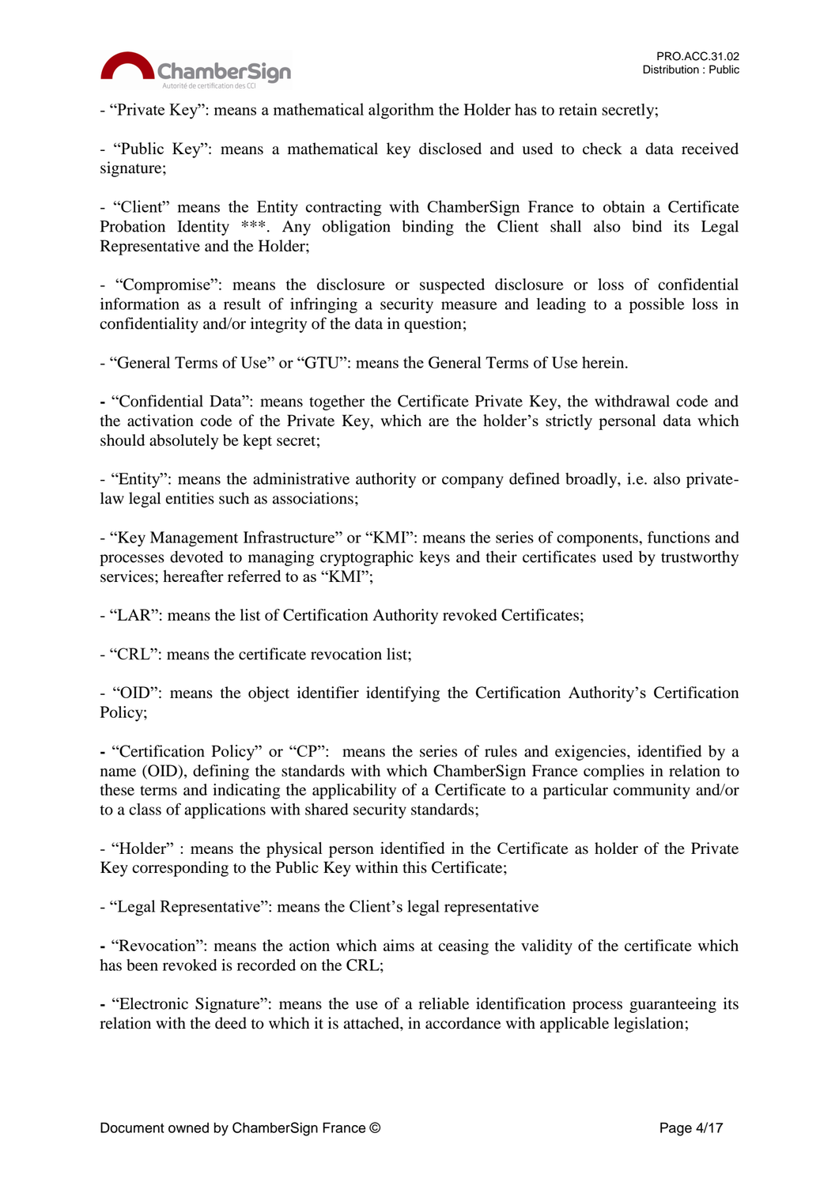- "Private Key": means a mathematical algorithm the Holder has to retain secretly;

- "Public Key": means a mathematical key disclosed and used to check a data received signature;

- "Client" means the Entity contracting with ChamberSign France to obtain a Certificate Probation Identity ***. Any obligation binding the Client shall also bind its Legal Representative and the Holder;

- "Compromise": means the disclosure or suspected disclosure or loss of confidential information as a result of infringing a security measure and leading to a possible loss in confidentiality and/or integrity of the data in question;

- "General Terms of Use" or "GTU": means the General Terms of Use herein.

- "Confidential Data": means together the Certificate Private Key, the withdrawal code and the activation code of the Private Key, which are the holder's strictly personal data which should absolutely be kept secret;

- "Entity": means the administrative authority or company defined broadly, i.e. also private-law legal entities such as associations;

- "Key Management Infrastructure" or "KMI": means the series of components, functions and processes devoted to managing cryptographic keys and their certificates used by trustworthy services; hereafter referred to as "KMI";

- "LAR": means the list of Certification Authority revoked Certificates;

- "CRL": means the certificate revocation list;

- "OID": means the object identifier identifying the Certification Authority's Certification Policy;

- "Certification Policy" or "CP": means the series of rules and exigencies, identified by a name (OID), defining the standards with which ChamberSign France complies in relation to these terms and indicating the applicability of a Certificate to a particular community and/or to a class of applications with shared security standards;

- "Holder" : means the physical person identified in the Certificate as holder of the Private Key corresponding to the Public Key within this Certificate;

- "Legal Representative": means the Client's legal representative

- "Revocation": means the action which aims at ceasing the validity of the certificate which has been revoked is recorded on the CRL;

- "Electronic Signature": means the use of a reliable identification process guaranteeing its relation with the deed to which it is attached, in accordance with applicable legislation;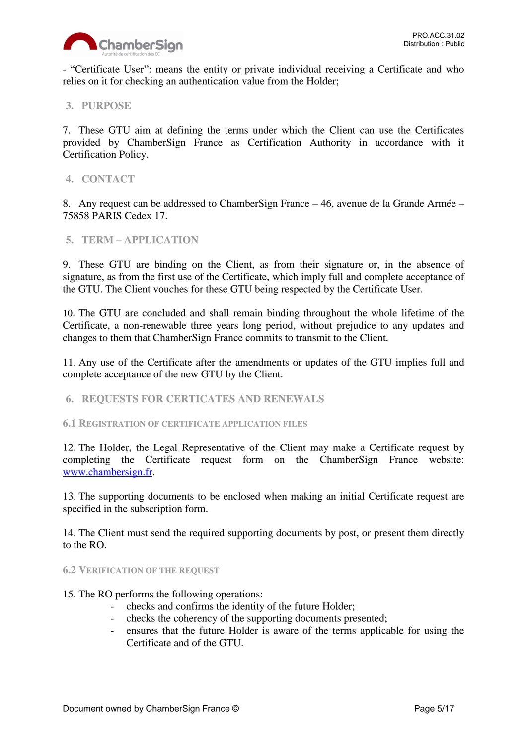- “Certificate User”: means the entity or private individual receiving a Certificate and who relies on it for checking an authentication value from the Holder;

## 3. PURPOSE

7. These GTU aim at defining the terms under which the Client can use the Certificates provided by ChamberSign France as Certification Authority in accordance with it Certification Policy.

## 4. CONTACT

8. Any request can be addressed to ChamberSign France – 46, avenue de la Grande Armée – 75858 PARIS Cedex 17.

## 5. TERM – APPLICATION

9. These GTU are binding on the Client, as from their signature or, in the absence of signature, as from the first use of the Certificate, which imply full and complete acceptance of the GTU. The Client vouches for these GTU being respected by the Certificate User.

10. The GTU are concluded and shall remain binding throughout the whole lifetime of the Certificate, a non-renewable three years long period, without prejudice to any updates and changes to them that ChamberSign France commits to transmit to the Client.

11. Any use of the Certificate after the amendments or updates of the GTU implies full and complete acceptance of the new GTU by the Client.

## 6. REQUESTS FOR CERTICATES AND RENEWALS

### 6.1 Registration of certificate application files

12. The Holder, the Legal Representative of the Client may make a Certificate request by completing the Certificate request form on the ChamberSign France website: [www.chambersign.fr](http://www.chambersign.fr).

13. The supporting documents to be enclosed when making an initial Certificate request are specified in the subscription form.

14. The Client must send the required supporting documents by post, or present them directly to the RO.

### 6.2 Verification of the request

15. The RO performs the following operations:

- checks and confirms the identity of the future Holder;
- checks the coherency of the supporting documents presented;
- ensures that the future Holder is aware of the terms applicable for using the Certificate and of the GTU.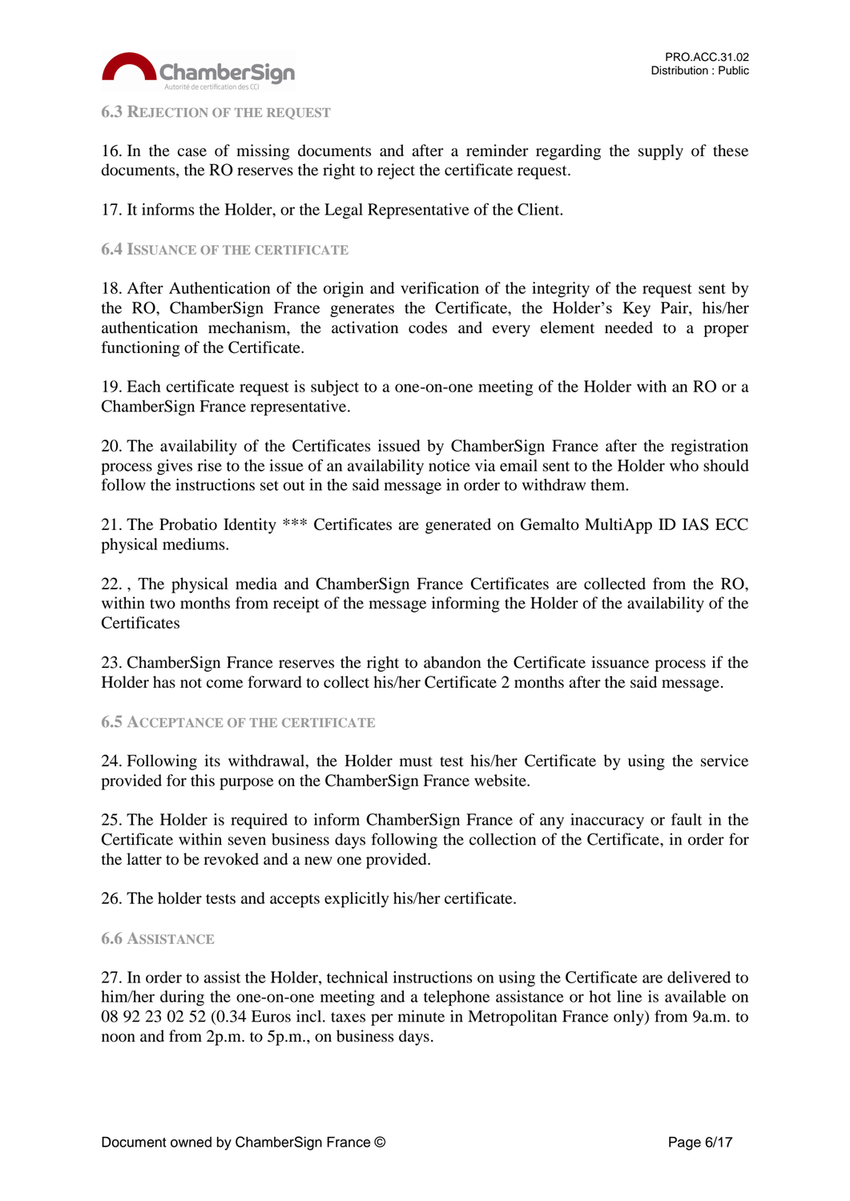### 6.3 Rejection of the request

16. In the case of missing documents and after a reminder regarding the supply of these documents, the RO reserves the right to reject the certificate request.

17. It informs the Holder, or the Legal Representative of the Client.

### 6.4 Issuance of the certificate

18. After Authentication of the origin and verification of the integrity of the request sent by the RO, ChamberSign France generates the Certificate, the Holder's Key Pair, his/her authentication mechanism, the activation codes and every element needed to a proper functioning of the Certificate.

19. Each certificate request is subject to a one-on-one meeting of the Holder with an RO or a ChamberSign France representative.

20. The availability of the Certificates issued by ChamberSign France after the registration process gives rise to the issue of an availability notice via email sent to the Holder who should follow the instructions set out in the said message in order to withdraw them.

21. The Probatio Identity *** Certificates are generated on Gemalto MultiApp ID IAS ECC physical mediums.

22. , The physical media and ChamberSign France Certificates are collected from the RO, within two months from receipt of the message informing the Holder of the availability of the Certificates

23. ChamberSign France reserves the right to abandon the Certificate issuance process if the Holder has not come forward to collect his/her Certificate 2 months after the said message.

### 6.5 Acceptance of the certificate

24. Following its withdrawal, the Holder must test his/her Certificate by using the service provided for this purpose on the ChamberSign France website.

25. The Holder is required to inform ChamberSign France of any inaccuracy or fault in the Certificate within seven business days following the collection of the Certificate, in order for the latter to be revoked and a new one provided.

26. The holder tests and accepts explicitly his/her certificate.

### 6.6 Assistance

27. In order to assist the Holder, technical instructions on using the Certificate are delivered to him/her during the one-on-one meeting and a telephone assistance or hot line is available on 08 92 23 02 52 (0.34 Euros incl. taxes per minute in Metropolitan France only) from 9a.m. to noon and from 2p.m. to 5p.m., on business days.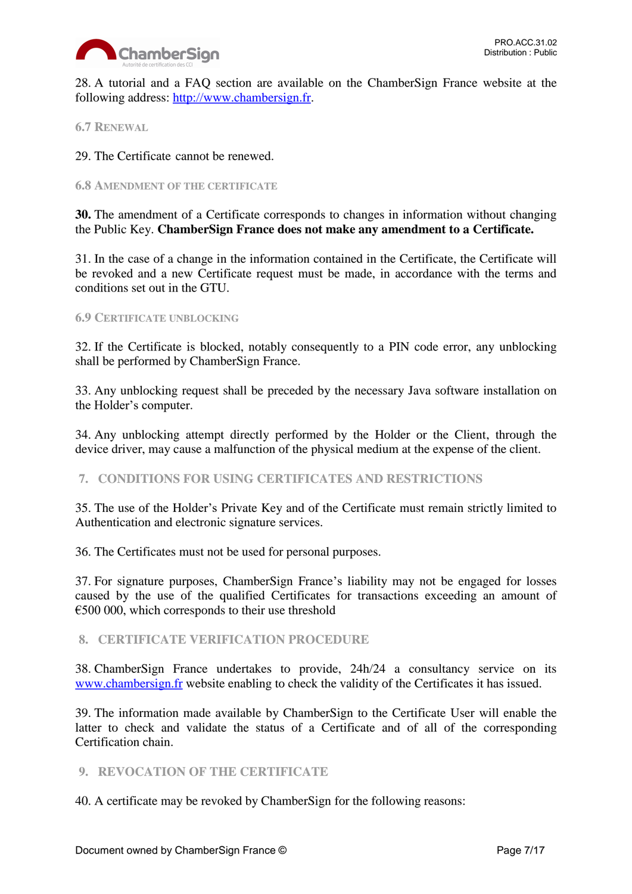28. A tutorial and a FAQ section are available on the ChamberSign France website at the following address: [http://www.chambersign.fr](http://www.chambersign.fr).

### 6.7 Renewal

29. The Certificate cannot be renewed.

### 6.8 Amendment of the certificate

**30.** The amendment of a Certificate corresponds to changes in information without changing the Public Key. **ChamberSign France does not make any amendment to a Certificate.**

31. In the case of a change in the information contained in the Certificate, the Certificate will be revoked and a new Certificate request must be made, in accordance with the terms and conditions set out in the GTU.

### 6.9 Certificate unblocking

32. If the Certificate is blocked, notably consequently to a PIN code error, any unblocking shall be performed by ChamberSign France.

33. Any unblocking request shall be preceded by the necessary Java software installation on the Holder's computer.

34. Any unblocking attempt directly performed by the Holder or the Client, through the device driver, may cause a malfunction of the physical medium at the expense of the client.

## 7. Conditions for using certificates and restrictions

35. The use of the Holder's Private Key and of the Certificate must remain strictly limited to Authentication and electronic signature services.

36. The Certificates must not be used for personal purposes.

37. For signature purposes, ChamberSign France's liability may not be engaged for losses caused by the use of the qualified Certificates for transactions exceeding an amount of €500 000, which corresponds to their use threshold

## 8. Certificate verification procedure

38. ChamberSign France undertakes to provide, 24h/24 a consultancy service on its [www.chambersign.fr](http://www.chambersign.fr) website enabling to check the validity of the Certificates it has issued.

39. The information made available by ChamberSign to the Certificate User will enable the latter to check and validate the status of a Certificate and of all of the corresponding Certification chain.

## 9. Revocation of the certificate

40. A certificate may be revoked by ChamberSign for the following reasons: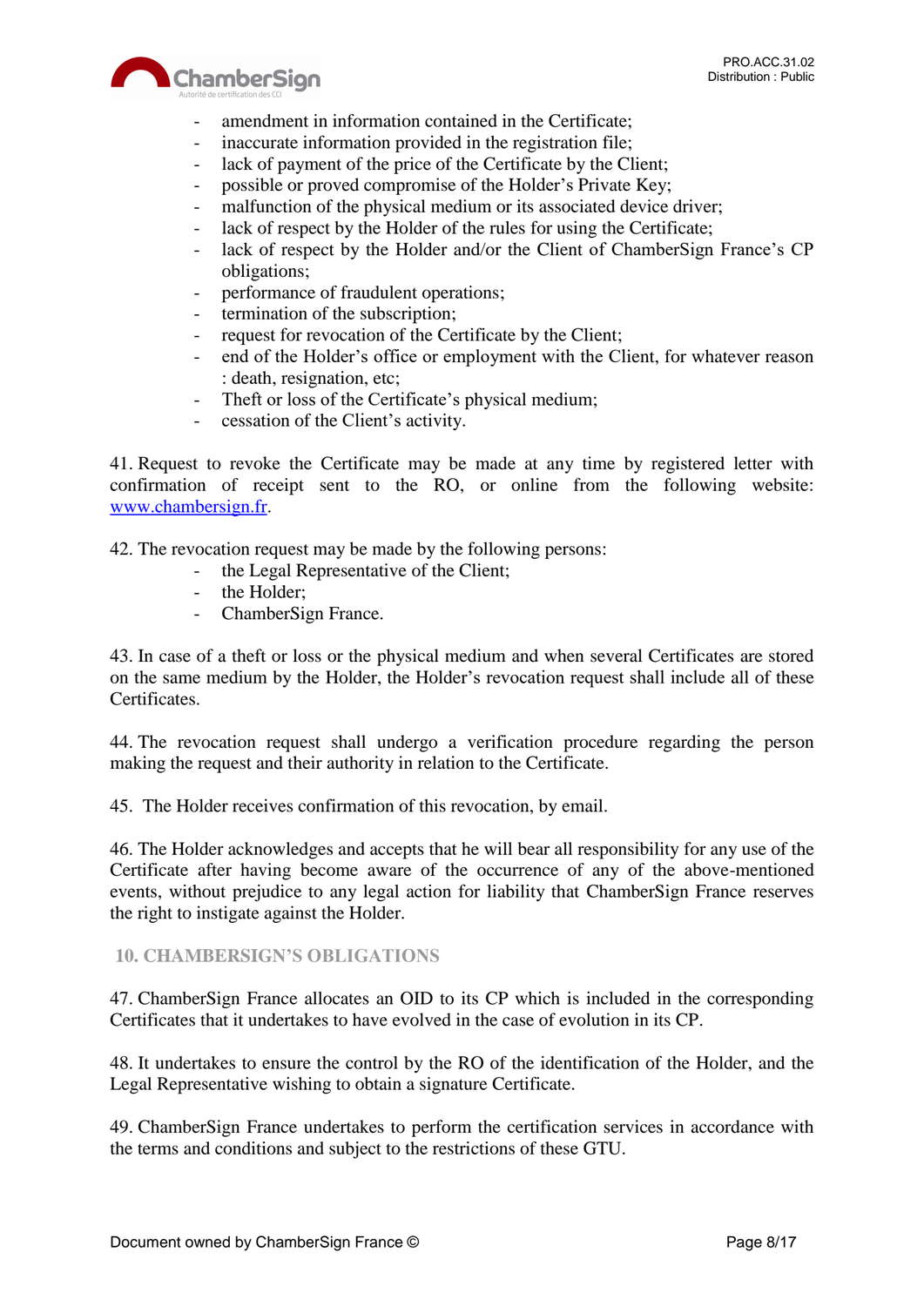- amendment in information contained in the Certificate;
- inaccurate information provided in the registration file;
- lack of payment of the price of the Certificate by the Client;
- possible or proved compromise of the Holder's Private Key;
- malfunction of the physical medium or its associated device driver;
- lack of respect by the Holder of the rules for using the Certificate;
- lack of respect by the Holder and/or the Client of ChamberSign France's CP obligations;
- performance of fraudulent operations;
- termination of the subscription;
- request for revocation of the Certificate by the Client;
- end of the Holder's office or employment with the Client, for whatever reason : death, resignation, etc;
- Theft or loss of the Certificate's physical medium;
- cessation of the Client's activity.

41. Request to revoke the Certificate may be made at any time by registered letter with confirmation of receipt sent to the RO, or online from the following website: www.chambersign.fr.

42. The revocation request may be made by the following persons:
- the Legal Representative of the Client;
- the Holder;
- ChamberSign France.

43. In case of a theft or loss or the physical medium and when several Certificates are stored on the same medium by the Holder, the Holder's revocation request shall include all of these Certificates.

44. The revocation request shall undergo a verification procedure regarding the person making the request and their authority in relation to the Certificate.

45. The Holder receives confirmation of this revocation, by email.

46. The Holder acknowledges and accepts that he will bear all responsibility for any use of the Certificate after having become aware of the occurrence of any of the above-mentioned events, without prejudice to any legal action for liability that ChamberSign France reserves the right to instigate against the Holder.

## 10. CHAMBERSIGN'S OBLIGATIONS

47. ChamberSign France allocates an OID to its CP which is included in the corresponding Certificates that it undertakes to have evolved in the case of evolution in its CP.

48. It undertakes to ensure the control by the RO of the identification of the Holder, and the Legal Representative wishing to obtain a signature Certificate.

49. ChamberSign France undertakes to perform the certification services in accordance with the terms and conditions and subject to the restrictions of these GTU.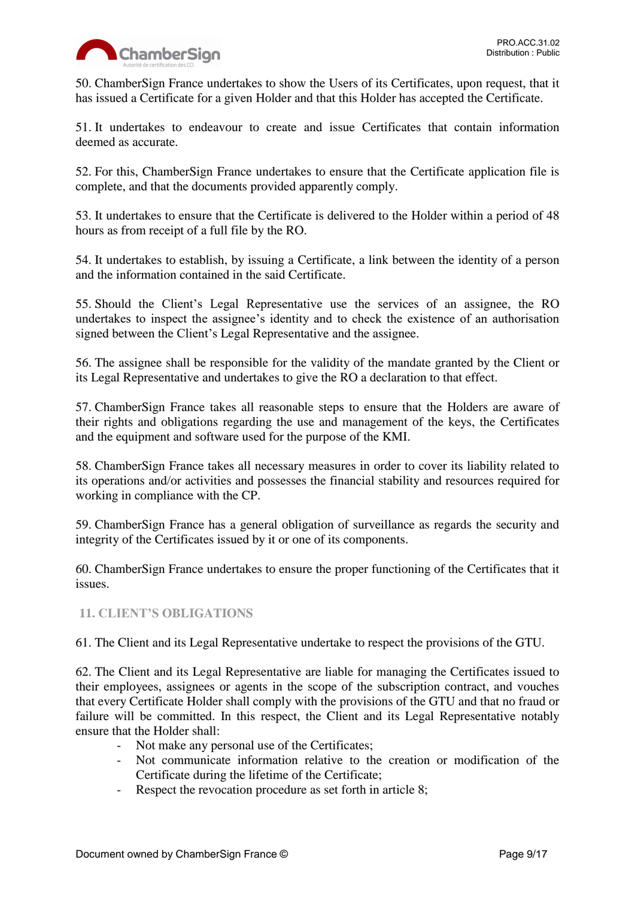50. ChamberSign France undertakes to show the Users of its Certificates, upon request, that it has issued a Certificate for a given Holder and that this Holder has accepted the Certificate.

51. It undertakes to endeavour to create and issue Certificates that contain information deemed as accurate.

52. For this, ChamberSign France undertakes to ensure that the Certificate application file is complete, and that the documents provided apparently comply.

53. It undertakes to ensure that the Certificate is delivered to the Holder within a period of 48 hours as from receipt of a full file by the RO.

54. It undertakes to establish, by issuing a Certificate, a link between the identity of a person and the information contained in the said Certificate.

55. Should the Client's Legal Representative use the services of an assignee, the RO undertakes to inspect the assignee's identity and to check the existence of an authorisation signed between the Client's Legal Representative and the assignee.

56. The assignee shall be responsible for the validity of the mandate granted by the Client or its Legal Representative and undertakes to give the RO a declaration to that effect.

57. ChamberSign France takes all reasonable steps to ensure that the Holders are aware of their rights and obligations regarding the use and management of the keys, the Certificates and the equipment and software used for the purpose of the KMI.

58. ChamberSign France takes all necessary measures in order to cover its liability related to its operations and/or activities and possesses the financial stability and resources required for working in compliance with the CP.

59. ChamberSign France has a general obligation of surveillance as regards the security and integrity of the Certificates issued by it or one of its components.

60. ChamberSign France undertakes to ensure the proper functioning of the Certificates that it issues.

## 11. CLIENT'S OBLIGATIONS

61. The Client and its Legal Representative undertake to respect the provisions of the GTU.

62. The Client and its Legal Representative are liable for managing the Certificates issued to their employees, assignees or agents in the scope of the subscription contract, and vouches that every Certificate Holder shall comply with the provisions of the GTU and that no fraud or failure will be committed. In this respect, the Client and its Legal Representative notably ensure that the Holder shall:

- Not make any personal use of the Certificates;
- Not communicate information relative to the creation or modification of the Certificate during the lifetime of the Certificate;
- Respect the revocation procedure as set forth in article 8;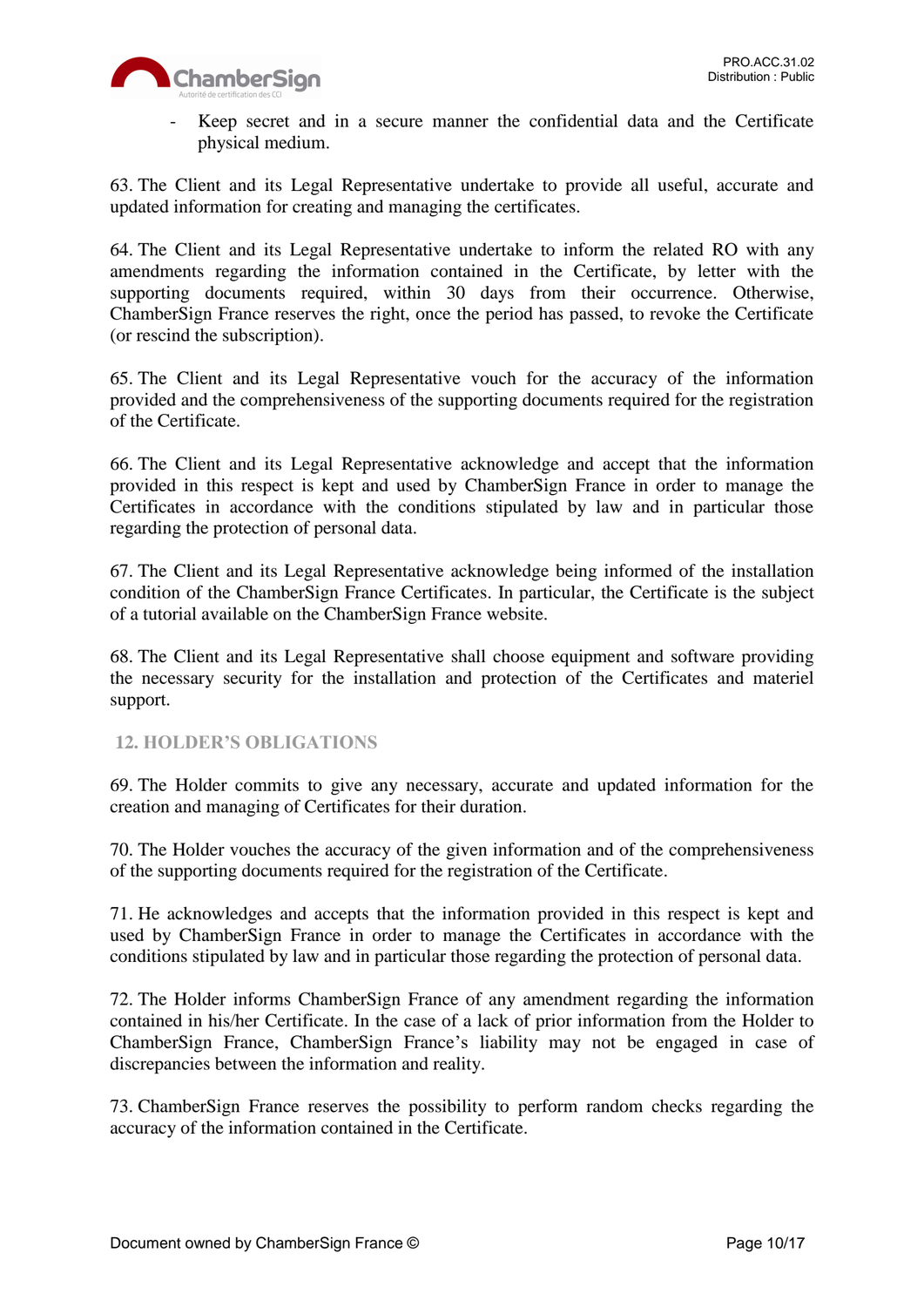- Keep secret and in a secure manner the confidential data and the Certificate physical medium.

63. The Client and its Legal Representative undertake to provide all useful, accurate and updated information for creating and managing the certificates.

64. The Client and its Legal Representative undertake to inform the related RO with any amendments regarding the information contained in the Certificate, by letter with the supporting documents required, within 30 days from their occurrence. Otherwise, ChamberSign France reserves the right, once the period has passed, to revoke the Certificate (or rescind the subscription).

65. The Client and its Legal Representative vouch for the accuracy of the information provided and the comprehensiveness of the supporting documents required for the registration of the Certificate.

66. The Client and its Legal Representative acknowledge and accept that the information provided in this respect is kept and used by ChamberSign France in order to manage the Certificates in accordance with the conditions stipulated by law and in particular those regarding the protection of personal data.

67. The Client and its Legal Representative acknowledge being informed of the installation condition of the ChamberSign France Certificates. In particular, the Certificate is the subject of a tutorial available on the ChamberSign France website.

68. The Client and its Legal Representative shall choose equipment and software providing the necessary security for the installation and protection of the Certificates and materiel support.

## 12. HOLDER'S OBLIGATIONS

69. The Holder commits to give any necessary, accurate and updated information for the creation and managing of Certificates for their duration.

70. The Holder vouches the accuracy of the given information and of the comprehensiveness of the supporting documents required for the registration of the Certificate.

71. He acknowledges and accepts that the information provided in this respect is kept and used by ChamberSign France in order to manage the Certificates in accordance with the conditions stipulated by law and in particular those regarding the protection of personal data.

72. The Holder informs ChamberSign France of any amendment regarding the information contained in his/her Certificate. In the case of a lack of prior information from the Holder to ChamberSign France, ChamberSign France's liability may not be engaged in case of discrepancies between the information and reality.

73. ChamberSign France reserves the possibility to perform random checks regarding the accuracy of the information contained in the Certificate.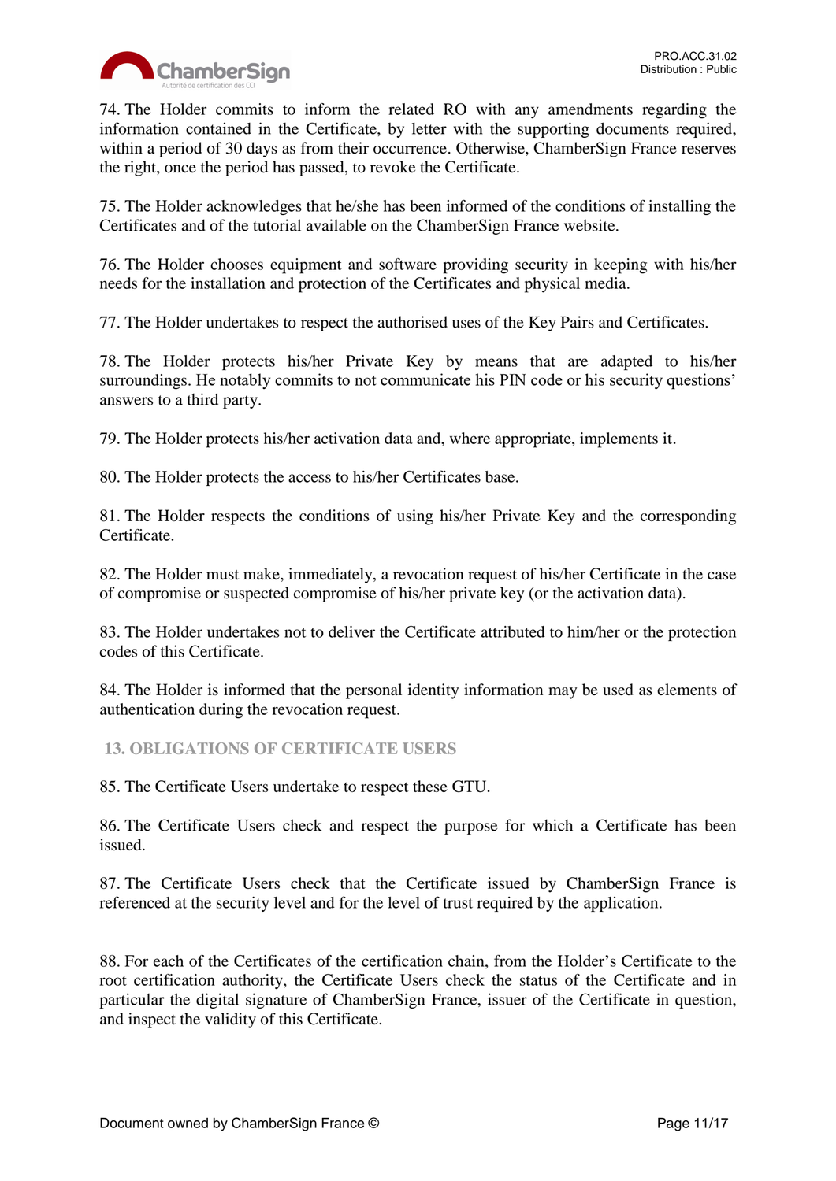74. The Holder commits to inform the related RO with any amendments regarding the information contained in the Certificate, by letter with the supporting documents required, within a period of 30 days as from their occurrence. Otherwise, ChamberSign France reserves the right, once the period has passed, to revoke the Certificate.

75. The Holder acknowledges that he/she has been informed of the conditions of installing the Certificates and of the tutorial available on the ChamberSign France website.

76. The Holder chooses equipment and software providing security in keeping with his/her needs for the installation and protection of the Certificates and physical media.

77. The Holder undertakes to respect the authorised uses of the Key Pairs and Certificates.

78. The Holder protects his/her Private Key by means that are adapted to his/her surroundings. He notably commits to not communicate his PIN code or his security questions' answers to a third party.

79. The Holder protects his/her activation data and, where appropriate, implements it.

80. The Holder protects the access to his/her Certificates base.

81. The Holder respects the conditions of using his/her Private Key and the corresponding Certificate.

82. The Holder must make, immediately, a revocation request of his/her Certificate in the case of compromise or suspected compromise of his/her private key (or the activation data).

83. The Holder undertakes not to deliver the Certificate attributed to him/her or the protection codes of this Certificate.

84. The Holder is informed that the personal identity information may be used as elements of authentication during the revocation request.

## 13. OBLIGATIONS OF CERTIFICATE USERS

85. The Certificate Users undertake to respect these GTU.

86. The Certificate Users check and respect the purpose for which a Certificate has been issued.

87. The Certificate Users check that the Certificate issued by ChamberSign France is referenced at the security level and for the level of trust required by the application.

88. For each of the Certificates of the certification chain, from the Holder's Certificate to the root certification authority, the Certificate Users check the status of the Certificate and in particular the digital signature of ChamberSign France, issuer of the Certificate in question, and inspect the validity of this Certificate.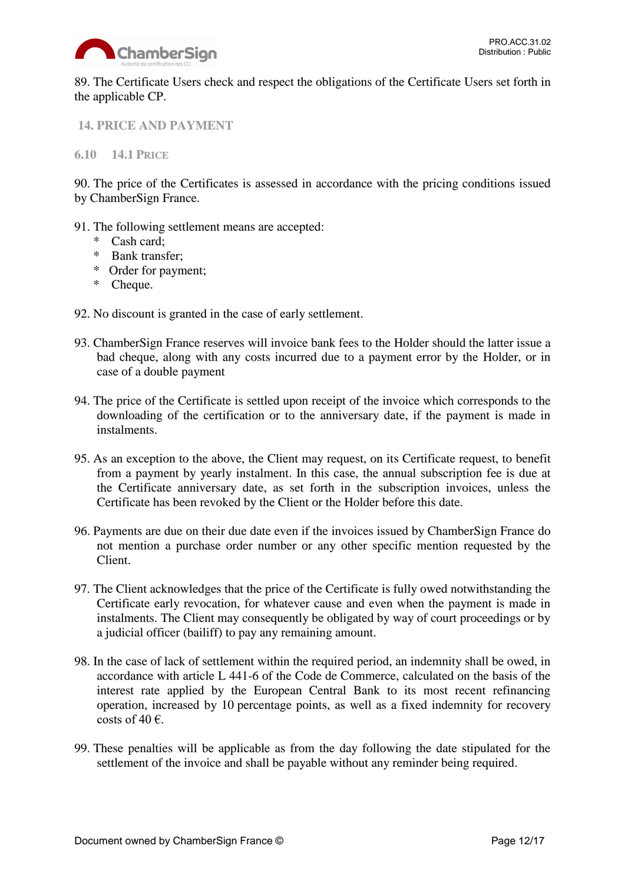89. The Certificate Users check and respect the obligations of the Certificate Users set forth in the applicable CP.

## 14. PRICE AND PAYMENT

### 6.10 14.1 Price

90. The price of the Certificates is assessed in accordance with the pricing conditions issued by ChamberSign France.

91. The following settlement means are accepted:
    * Cash card;
    * Bank transfer;
    * Order for payment;
    * Cheque.

92. No discount is granted in the case of early settlement.

93. ChamberSign France reserves will invoice bank fees to the Holder should the latter issue a bad cheque, along with any costs incurred due to a payment error by the Holder, or in case of a double payment

94. The price of the Certificate is settled upon receipt of the invoice which corresponds to the downloading of the certification or to the anniversary date, if the payment is made in instalments.

95. As an exception to the above, the Client may request, on its Certificate request, to benefit from a payment by yearly instalment. In this case, the annual subscription fee is due at the Certificate anniversary date, as set forth in the subscription invoices, unless the Certificate has been revoked by the Client or the Holder before this date.

96. Payments are due on their due date even if the invoices issued by ChamberSign France do not mention a purchase order number or any other specific mention requested by the Client.

97. The Client acknowledges that the price of the Certificate is fully owed notwithstanding the Certificate early revocation, for whatever cause and even when the payment is made in instalments. The Client may consequently be obligated by way of court proceedings or by a judicial officer (bailiff) to pay any remaining amount.

98. In the case of lack of settlement within the required period, an indemnity shall be owed, in accordance with article L 441-6 of the Code de Commerce, calculated on the basis of the interest rate applied by the European Central Bank to its most recent refinancing operation, increased by 10 percentage points, as well as a fixed indemnity for recovery costs of 40 €.

99. These penalties will be applicable as from the day following the date stipulated for the settlement of the invoice and shall be payable without any reminder being required.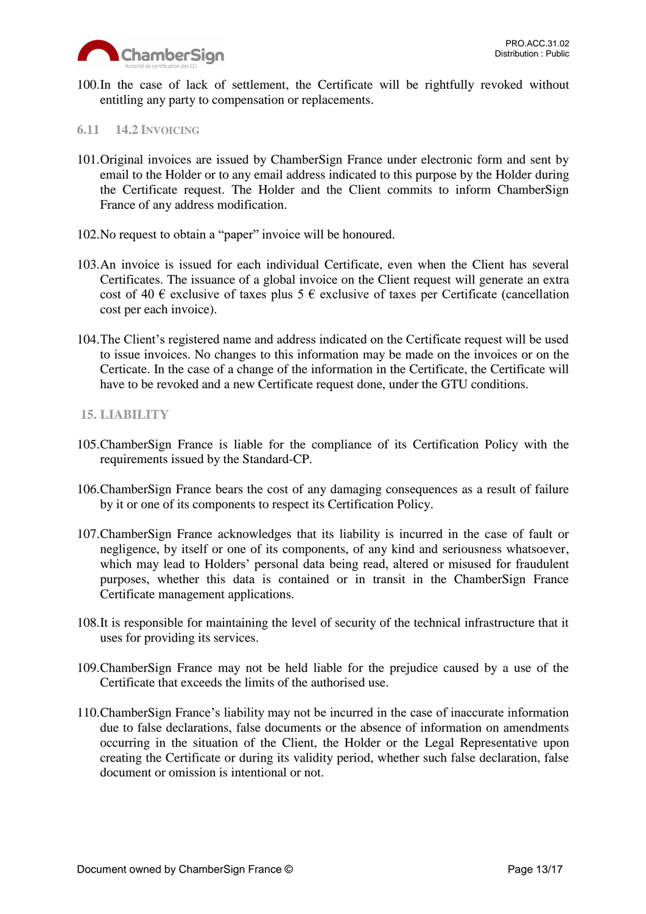100. In the case of lack of settlement, the Certificate will be rightfully revoked without entitling any party to compensation or replacements.

### 6.11 14.2 Invoicing

101. Original invoices are issued by ChamberSign France under electronic form and sent by email to the Holder or to any email address indicated to this purpose by the Holder during the Certificate request. The Holder and the Client commits to inform ChamberSign France of any address modification.

102. No request to obtain a "paper" invoice will be honoured.

103. An invoice is issued for each individual Certificate, even when the Client has several Certificates. The issuance of a global invoice on the Client request will generate an extra cost of 40 € exclusive of taxes plus 5 € exclusive of taxes per Certificate (cancellation cost per each invoice).

104. The Client's registered name and address indicated on the Certificate request will be used to issue invoices. No changes to this information may be made on the invoices or on the Certicate. In the case of a change of the information in the Certificate, the Certificate will have to be revoked and a new Certificate request done, under the GTU conditions.

## 15. LIABILITY

105. ChamberSign France is liable for the compliance of its Certification Policy with the requirements issued by the Standard-CP.

106. ChamberSign France bears the cost of any damaging consequences as a result of failure by it or one of its components to respect its Certification Policy.

107. ChamberSign France acknowledges that its liability is incurred in the case of fault or negligence, by itself or one of its components, of any kind and seriousness whatsoever, which may lead to Holders' personal data being read, altered or misused for fraudulent purposes, whether this data is contained or in transit in the ChamberSign France Certificate management applications.

108. It is responsible for maintaining the level of security of the technical infrastructure that it uses for providing its services.

109. ChamberSign France may not be held liable for the prejudice caused by a use of the Certificate that exceeds the limits of the authorised use.

110. ChamberSign France's liability may not be incurred in the case of inaccurate information due to false declarations, false documents or the absence of information on amendments occurring in the situation of the Client, the Holder or the Legal Representative upon creating the Certificate or during its validity period, whether such false declaration, false document or omission is intentional or not.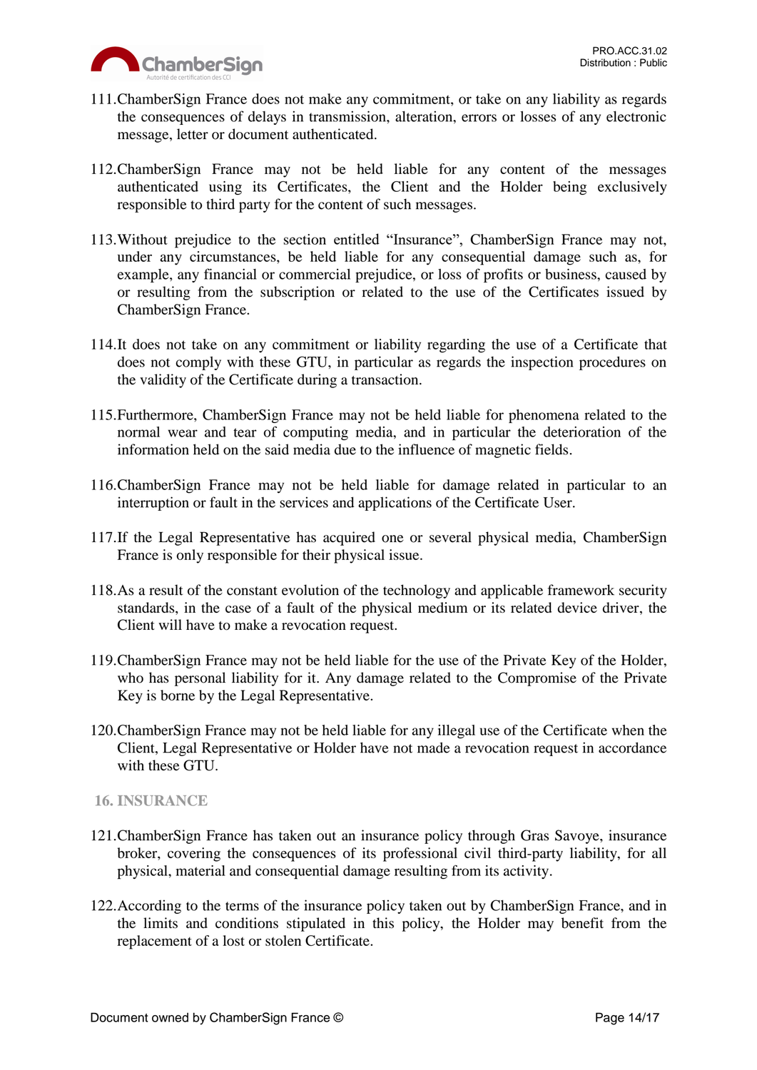111. ChamberSign France does not make any commitment, or take on any liability as regards the consequences of delays in transmission, alteration, errors or losses of any electronic message, letter or document authenticated.

112. ChamberSign France may not be held liable for any content of the messages authenticated using its Certificates, the Client and the Holder being exclusively responsible to third party for the content of such messages.

113. Without prejudice to the section entitled "Insurance", ChamberSign France may not, under any circumstances, be held liable for any consequential damage such as, for example, any financial or commercial prejudice, or loss of profits or business, caused by or resulting from the subscription or related to the use of the Certificates issued by ChamberSign France.

114. It does not take on any commitment or liability regarding the use of a Certificate that does not comply with these GTU, in particular as regards the inspection procedures on the validity of the Certificate during a transaction.

115. Furthermore, ChamberSign France may not be held liable for phenomena related to the normal wear and tear of computing media, and in particular the deterioration of the information held on the said media due to the influence of magnetic fields.

116. ChamberSign France may not be held liable for damage related in particular to an interruption or fault in the services and applications of the Certificate User.

117. If the Legal Representative has acquired one or several physical media, ChamberSign France is only responsible for their physical issue.

118. As a result of the constant evolution of the technology and applicable framework security standards, in the case of a fault of the physical medium or its related device driver, the Client will have to make a revocation request.

119. ChamberSign France may not be held liable for the use of the Private Key of the Holder, who has personal liability for it. Any damage related to the Compromise of the Private Key is borne by the Legal Representative.

120. ChamberSign France may not be held liable for any illegal use of the Certificate when the Client, Legal Representative or Holder have not made a revocation request in accordance with these GTU.

## 16. INSURANCE

121. ChamberSign France has taken out an insurance policy through Gras Savoye, insurance broker, covering the consequences of its professional civil third-party liability, for all physical, material and consequential damage resulting from its activity.

122. According to the terms of the insurance policy taken out by ChamberSign France, and in the limits and conditions stipulated in this policy, the Holder may benefit from the replacement of a lost or stolen Certificate.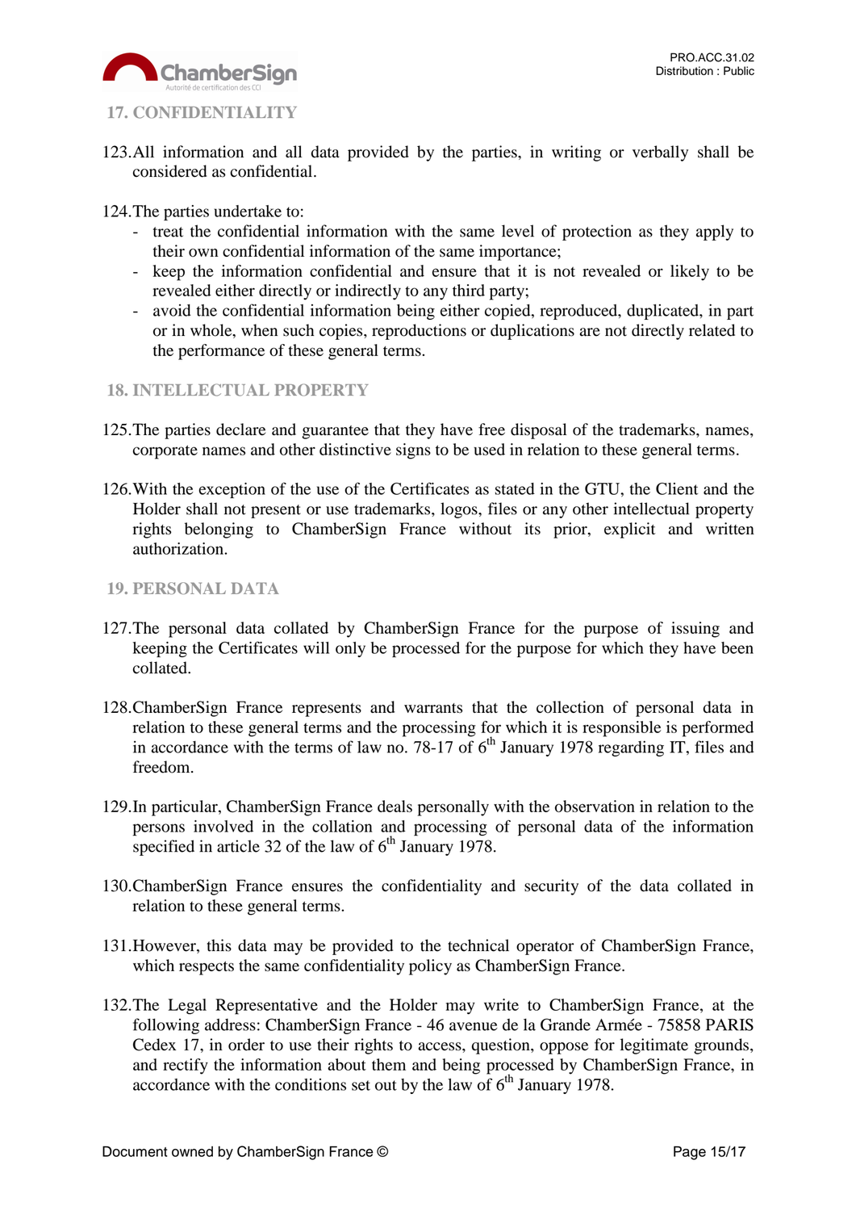## 17. CONFIDENTIALITY

123. All information and all data provided by the parties, in writing or verbally shall be considered as confidential.

124. The parties undertake to:
- treat the confidential information with the same level of protection as they apply to their own confidential information of the same importance;
- keep the information confidential and ensure that it is not revealed or likely to be revealed either directly or indirectly to any third party;
- avoid the confidential information being either copied, reproduced, duplicated, in part or in whole, when such copies, reproductions or duplications are not directly related to the performance of these general terms.

## 18. INTELLECTUAL PROPERTY

125. The parties declare and guarantee that they have free disposal of the trademarks, names, corporate names and other distinctive signs to be used in relation to these general terms.

126. With the exception of the use of the Certificates as stated in the GTU, the Client and the Holder shall not present or use trademarks, logos, files or any other intellectual property rights belonging to ChamberSign France without its prior, explicit and written authorization.

## 19. PERSONAL DATA

127. The personal data collated by ChamberSign France for the purpose of issuing and keeping the Certificates will only be processed for the purpose for which they have been collated.

128. ChamberSign France represents and warrants that the collection of personal data in relation to these general terms and the processing for which it is responsible is performed in accordance with the terms of law no. 78-17 of 6th January 1978 regarding IT, files and freedom.

129. In particular, ChamberSign France deals personally with the observation in relation to the persons involved in the collation and processing of personal data of the information specified in article 32 of the law of 6th January 1978.

130. ChamberSign France ensures the confidentiality and security of the data collated in relation to these general terms.

131. However, this data may be provided to the technical operator of ChamberSign France, which respects the same confidentiality policy as ChamberSign France.

132. The Legal Representative and the Holder may write to ChamberSign France, at the following address: ChamberSign France - 46 avenue de la Grande Armée - 75858 PARIS Cedex 17, in order to use their rights to access, question, oppose for legitimate grounds, and rectify the information about them and being processed by ChamberSign France, in accordance with the conditions set out by the law of 6th January 1978.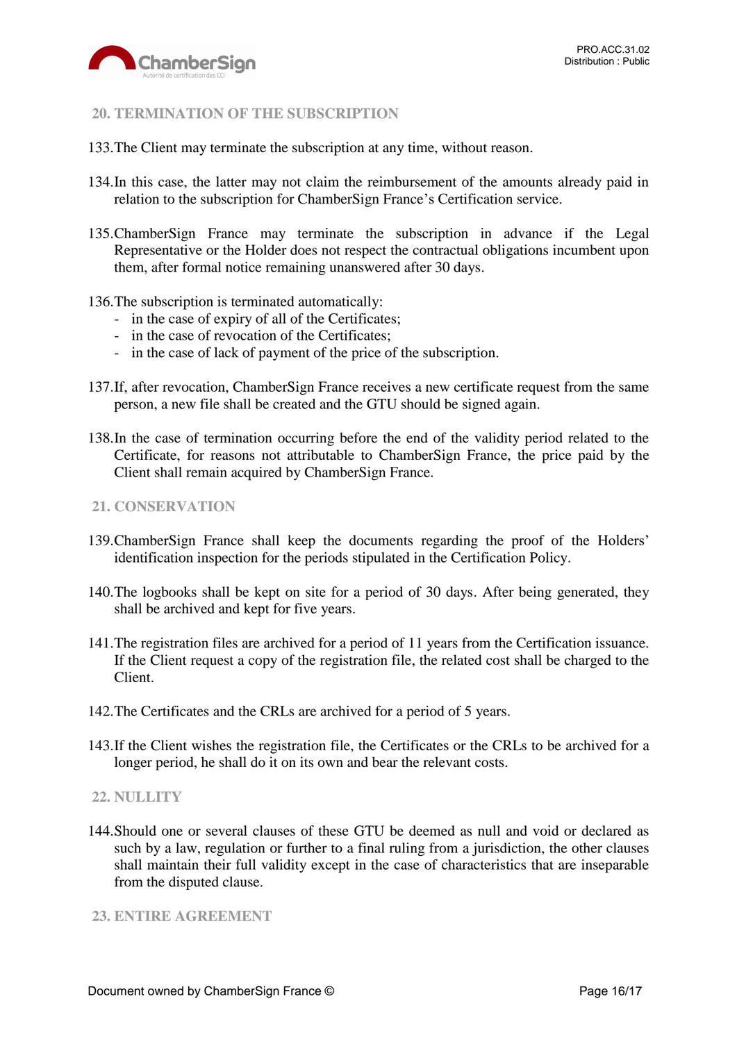## 20. TERMINATION OF THE SUBSCRIPTION

133. The Client may terminate the subscription at any time, without reason.

134. In this case, the latter may not claim the reimbursement of the amounts already paid in relation to the subscription for ChamberSign France's Certification service.

135. ChamberSign France may terminate the subscription in advance if the Legal Representative or the Holder does not respect the contractual obligations incumbent upon them, after formal notice remaining unanswered after 30 days.

136. The subscription is terminated automatically:
   - in the case of expiry of all of the Certificates;
   - in the case of revocation of the Certificates;
   - in the case of lack of payment of the price of the subscription.

137. If, after revocation, ChamberSign France receives a new certificate request from the same person, a new file shall be created and the GTU should be signed again.

138. In the case of termination occurring before the end of the validity period related to the Certificate, for reasons not attributable to ChamberSign France, the price paid by the Client shall remain acquired by ChamberSign France.

## 21. CONSERVATION

139. ChamberSign France shall keep the documents regarding the proof of the Holders' identification inspection for the periods stipulated in the Certification Policy.

140. The logbooks shall be kept on site for a period of 30 days. After being generated, they shall be archived and kept for five years.

141. The registration files are archived for a period of 11 years from the Certification issuance. If the Client request a copy of the registration file, the related cost shall be charged to the Client.

142. The Certificates and the CRLs are archived for a period of 5 years.

143. If the Client wishes the registration file, the Certificates or the CRLs to be archived for a longer period, he shall do it on its own and bear the relevant costs.

## 22. NULLITY

144. Should one or several clauses of these GTU be deemed as null and void or declared as such by a law, regulation or further to a final ruling from a jurisdiction, the other clauses shall maintain their full validity except in the case of characteristics that are inseparable from the disputed clause.

## 23. ENTIRE AGREEMENT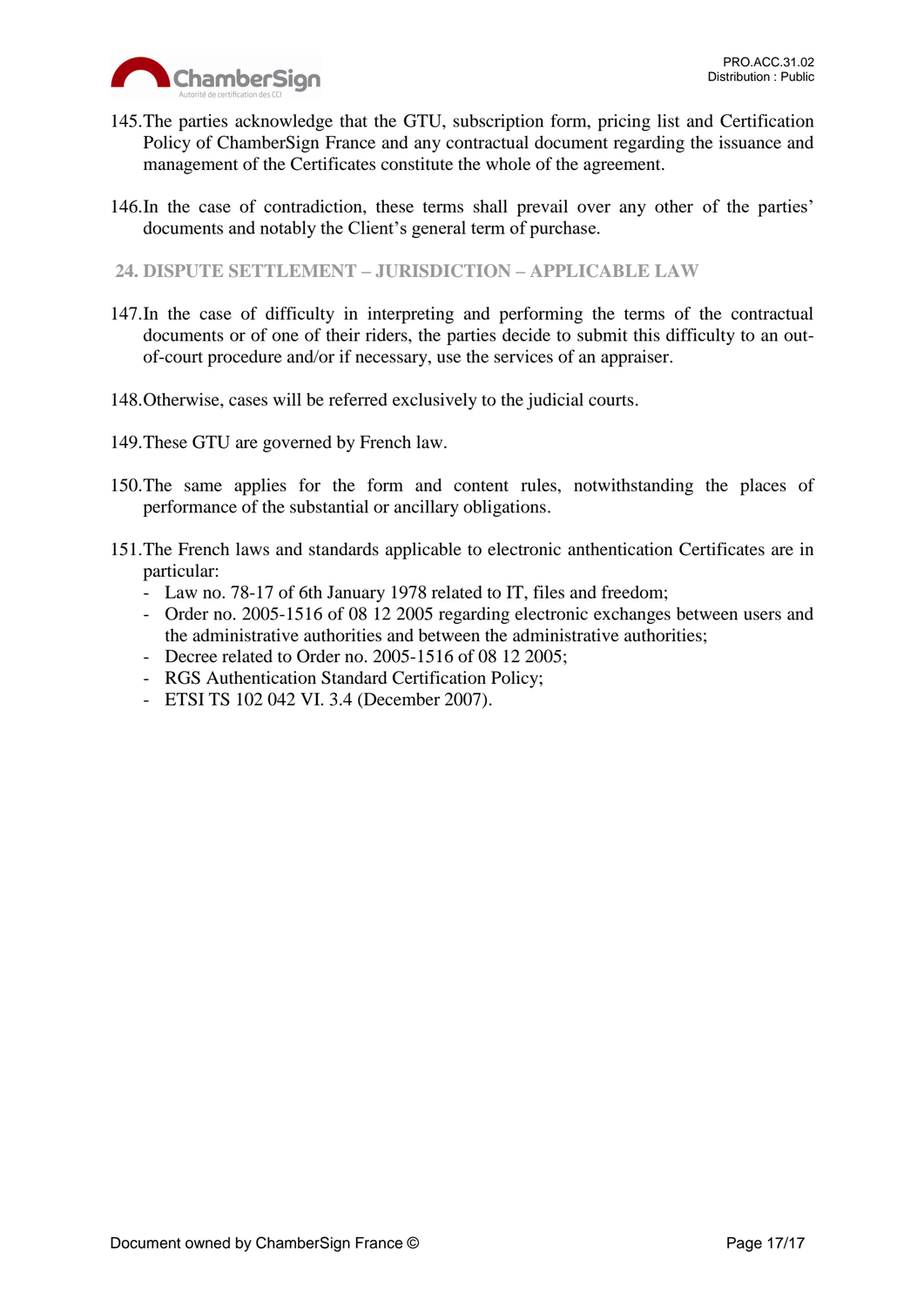145. The parties acknowledge that the GTU, subscription form, pricing list and Certification Policy of ChamberSign France and any contractual document regarding the issuance and management of the Certificates constitute the whole of the agreement.

146. In the case of contradiction, these terms shall prevail over any other of the parties' documents and notably the Client's general term of purchase.

## 24. DISPUTE SETTLEMENT – JURISDICTION – APPLICABLE LAW

147. In the case of difficulty in interpreting and performing the terms of the contractual documents or of one of their riders, the parties decide to submit this difficulty to an out-of-court procedure and/or if necessary, use the services of an appraiser.

148. Otherwise, cases will be referred exclusively to the judicial courts.

149. These GTU are governed by French law.

150. The same applies for the form and content rules, notwithstanding the places of performance of the substantial or ancillary obligations.

151. The French laws and standards applicable to electronic anthentication Certificates are in particular:
- Law no. 78-17 of 6th January 1978 related to IT, files and freedom;
- Order no. 2005-1516 of 08 12 2005 regarding electronic exchanges between users and the administrative authorities and between the administrative authorities;
- Decree related to Order no. 2005-1516 of 08 12 2005;
- RGS Authentication Standard Certification Policy;
- ETSI TS 102 042 VI. 3.4 (December 2007).